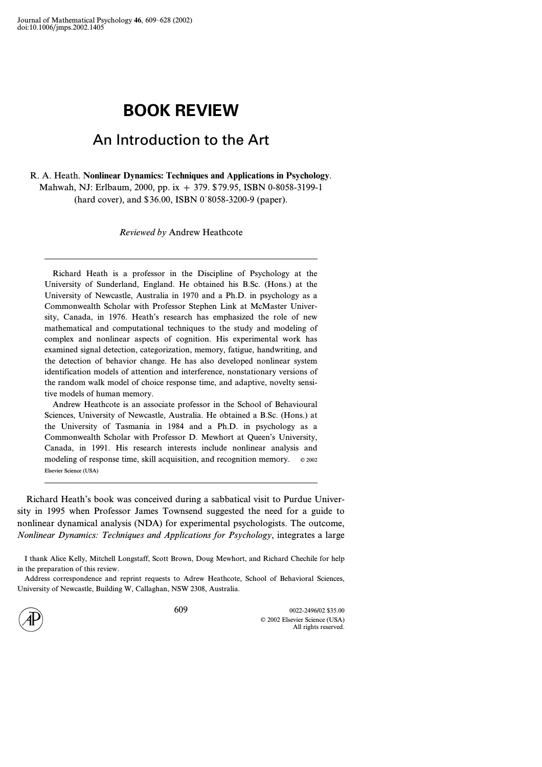# BOOK REVIEW

## An Introduction to the Art

R. A. Heath. **Nonlinear Dynamics: Techniques and Applications in Psychology**. Mahwah, NJ: Erlbaum, 2000, pp. ix + 379. $79.95, ISBN 0-8058-3199-1 (hard cover), and $36.00, ISBN 0˙8058-3200-9 (paper).

*Reviewed by* Andrew Heathcote

---

Richard Heath is a professor in the Discipline of Psychology at the University of Sunderland, England. He obtained his B.Sc. (Hons.) at the University of Newcastle, Australia in 1970 and a Ph.D. in psychology as a Commonwealth Scholar with Professor Stephen Link at McMaster University, Canada, in 1976. Heath's research has emphasized the role of new mathematical and computational techniques to the study and modeling of complex and nonlinear aspects of cognition. His experimental work has examined signal detection, categorization, memory, fatigue, handwriting, and the detection of behavior change. He has also developed nonlinear system identification models of attention and interference, nonstationary versions of the random walk model of choice response time, and adaptive, novelty sensitive models of human memory.

Andrew Heathcote is an associate professor in the School of Behavioural Sciences, University of Newcastle, Australia. He obtained a B.Sc. (Hons.) at the University of Tasmania in 1984 and a Ph.D. in psychology as a Commonwealth Scholar with Professor D. Mewhort at Queen's University, Canada, in 1991. His research interests include nonlinear analysis and modeling of response time, skill acquisition, and recognition memory. © 2002 Elsevier Science (USA)

---

Richard Heath's book was conceived during a sabbatical visit to Purdue University in 1995 when Professor James Townsend suggested the need for a guide to nonlinear dynamical analysis (NDA) for experimental psychologists. The outcome, *Nonlinear Dynamics: Techniques and Applications for Psychology*, integrates a large

I thank Alice Kelly, Mitchell Longstaff, Scott Brown, Doug Mewhort, and Richard Chechile for help in the preparation of this review.

Address correspondence and reprint requests to Adrew Heathcote, School of Behavioral Sciences, University of Newcastle, Building W, Callaghan, NSW 2308, Australia.

0022-2496/02 $35.00
© 2002 Elsevier Science (USA)
All rights reserved.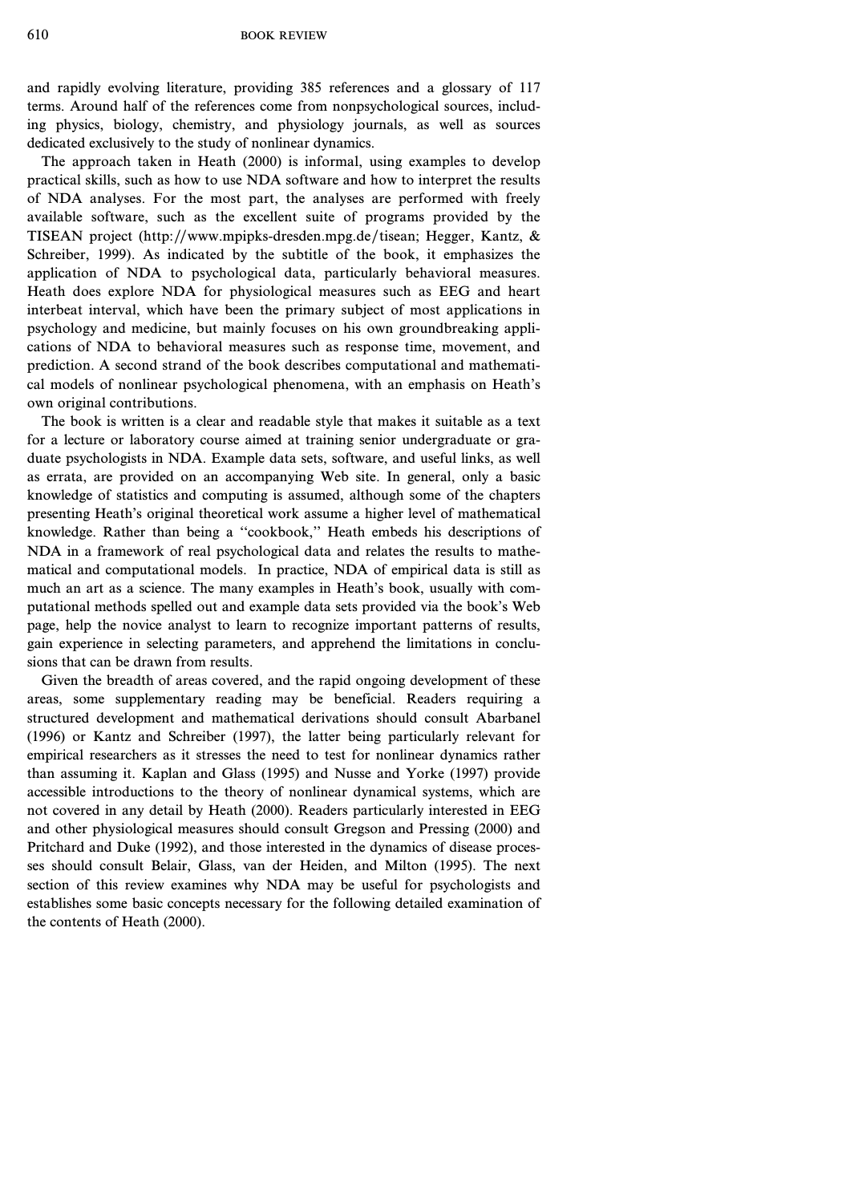and rapidly evolving literature, providing 385 references and a glossary of 117 terms. Around half of the references come from nonpsychological sources, including physics, biology, chemistry, and physiology journals, as well as sources dedicated exclusively to the study of nonlinear dynamics.

The approach taken in Heath (2000) is informal, using examples to develop practical skills, such as how to use NDA software and how to interpret the results of NDA analyses. For the most part, the analyses are performed with freely available software, such as the excellent suite of programs provided by the TISEAN project (http://www.mpipks-dresden.mpg.de/tisean; Hegger, Kantz, & Schreiber, 1999). As indicated by the subtitle of the book, it emphasizes the application of NDA to psychological data, particularly behavioral measures. Heath does explore NDA for physiological measures such as EEG and heart interbeat interval, which have been the primary subject of most applications in psychology and medicine, but mainly focuses on his own groundbreaking applications of NDA to behavioral measures such as response time, movement, and prediction. A second strand of the book describes computational and mathematical models of nonlinear psychological phenomena, with an emphasis on Heath's own original contributions.

The book is written is a clear and readable style that makes it suitable as a text for a lecture or laboratory course aimed at training senior undergraduate or graduate psychologists in NDA. Example data sets, software, and useful links, as well as errata, are provided on an accompanying Web site. In general, only a basic knowledge of statistics and computing is assumed, although some of the chapters presenting Heath's original theoretical work assume a higher level of mathematical knowledge. Rather than being a "cookbook," Heath embeds his descriptions of NDA in a framework of real psychological data and relates the results to mathematical and computational models. In practice, NDA of empirical data is still as much an art as a science. The many examples in Heath's book, usually with computational methods spelled out and example data sets provided via the book's Web page, help the novice analyst to learn to recognize important patterns of results, gain experience in selecting parameters, and apprehend the limitations in conclusions that can be drawn from results.

Given the breadth of areas covered, and the rapid ongoing development of these areas, some supplementary reading may be beneficial. Readers requiring a structured development and mathematical derivations should consult Abarbanel (1996) or Kantz and Schreiber (1997), the latter being particularly relevant for empirical researchers as it stresses the need to test for nonlinear dynamics rather than assuming it. Kaplan and Glass (1995) and Nusse and Yorke (1997) provide accessible introductions to the theory of nonlinear dynamical systems, which are not covered in any detail by Heath (2000). Readers particularly interested in EEG and other physiological measures should consult Gregson and Pressing (2000) and Pritchard and Duke (1992), and those interested in the dynamics of disease processes should consult Belair, Glass, van der Heiden, and Milton (1995). The next section of this review examines why NDA may be useful for psychologists and establishes some basic concepts necessary for the following detailed examination of the contents of Heath (2000).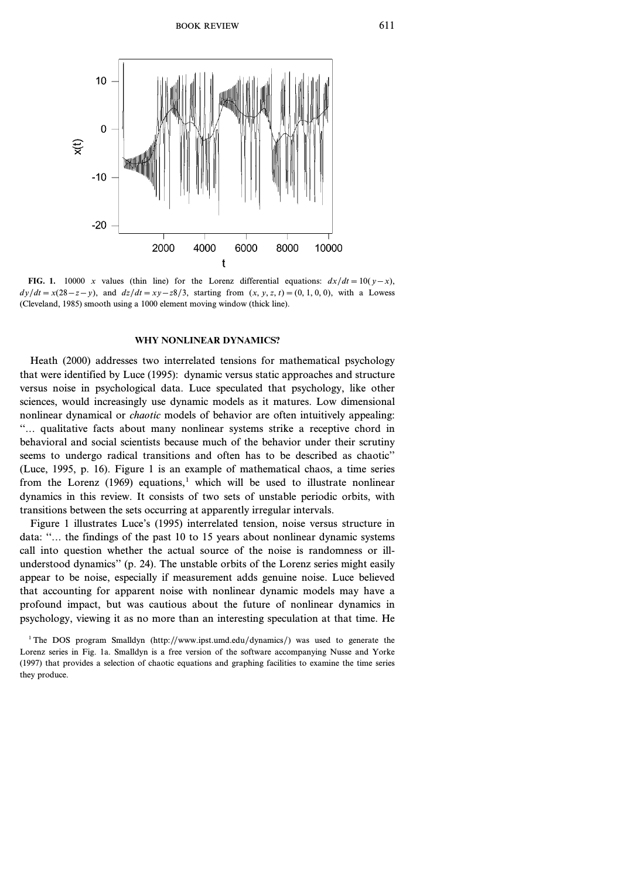FIG. 1. 10000 $x$ values (thin line) for the Lorenz differential equations: $dx/dt = 10(y - x)$, $dy/dt = x(28 - z - y)$, and $dz/dt = xy - z8/3$, starting from $(x, y, z, t) = (0, 1, 0, 0)$, with a Lowess (Cleveland, 1985) smooth using a 1000 element moving window (thick line).

## WHY NONLINEAR DYNAMICS?

Heath (2000) addresses two interrelated tensions for mathematical psychology that were identified by Luce (1995): dynamic versus static approaches and structure versus noise in psychological data. Luce speculated that psychology, like other sciences, would increasingly use dynamic models as it matures. Low dimensional nonlinear dynamical or *chaotic* models of behavior are often intuitively appealing: "... qualitative facts about many nonlinear systems strike a receptive chord in behavioral and social scientists because much of the behavior under their scrutiny seems to undergo radical transitions and often has to be described as chaotic" (Luce, 1995, p. 16). Figure 1 is an example of mathematical chaos, a time series from the Lorenz (1969) equations,[1] which will be used to illustrate nonlinear dynamics in this review. It consists of two sets of unstable periodic orbits, with transitions between the sets occurring at apparently irregular intervals.

Figure 1 illustrates Luce's (1995) interrelated tension, noise versus structure in data: "... the findings of the past 10 to 15 years about nonlinear dynamic systems call into question whether the actual source of the noise is randomness or ill-understood dynamics" (p. 24). The unstable orbits of the Lorenz series might easily appear to be noise, especially if measurement adds genuine noise. Luce believed that accounting for apparent noise with nonlinear dynamic models may have a profound impact, but was cautious about the future of nonlinear dynamics in psychology, viewing it as no more than an interesting speculation at that time. He

[1] The DOS program Smalldyn (http://www.ipst.umd.edu/dynamics/) was used to generate the Lorenz series in Fig. 1a. Smalldyn is a free version of the software accompanying Nusse and Yorke (1997) that provides a selection of chaotic equations and graphing facilities to examine the time series they produce.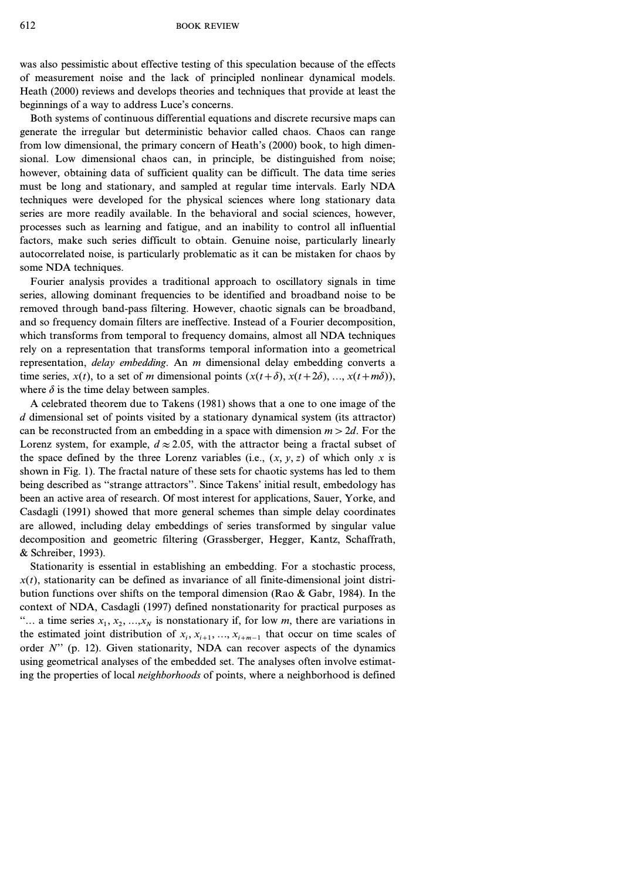was also pessimistic about effective testing of this speculation because of the effects of measurement noise and the lack of principled nonlinear dynamical models. Heath (2000) reviews and develops theories and techniques that provide at least the beginnings of a way to address Luce's concerns.

Both systems of continuous differential equations and discrete recursive maps can generate the irregular but deterministic behavior called chaos. Chaos can range from low dimensional, the primary concern of Heath's (2000) book, to high dimensional. Low dimensional chaos can, in principle, be distinguished from noise; however, obtaining data of sufficient quality can be difficult. The data time series must be long and stationary, and sampled at regular time intervals. Early NDA techniques were developed for the physical sciences where long stationary data series are more readily available. In the behavioral and social sciences, however, processes such as learning and fatigue, and an inability to control all influential factors, make such series difficult to obtain. Genuine noise, particularly linearly autocorrelated noise, is particularly problematic as it can be mistaken for chaos by some NDA techniques.

Fourier analysis provides a traditional approach to oscillatory signals in time series, allowing dominant frequencies to be identified and broadband noise to be removed through band-pass filtering. However, chaotic signals can be broadband, and so frequency domain filters are ineffective. Instead of a Fourier decomposition, which transforms from temporal to frequency domains, almost all NDA techniques rely on a representation that transforms temporal information into a geometrical representation, *delay embedding*. An $m$ dimensional delay embedding converts a time series, $x(t)$, to a set of $m$ dimensional points $(x(t+\delta), x(t+2\delta), \ldots, x(t+m\delta))$, where $\delta$ is the time delay between samples.

A celebrated theorem due to Takens (1981) shows that a one to one image of the $d$ dimensional set of points visited by a stationary dynamical system (its attractor) can be reconstructed from an embedding in a space with dimension $m > 2d$. For the Lorenz system, for example, $d \approx 2.05$, with the attractor being a fractal subset of the space defined by the three Lorenz variables (i.e., $(x, y, z)$ of which only $x$ is shown in Fig. 1). The fractal nature of these sets for chaotic systems has led to them being described as "strange attractors". Since Takens' initial result, embedology has been an active area of research. Of most interest for applications, Sauer, Yorke, and Casdagli (1991) showed that more general schemes than simple delay coordinates are allowed, including delay embeddings of series transformed by singular value decomposition and geometric filtering (Grassberger, Hegger, Kantz, Schaffrath, & Schreiber, 1993).

Stationarity is essential in establishing an embedding. For a stochastic process, $x(t)$, stationarity can be defined as invariance of all finite-dimensional joint distribution functions over shifts on the temporal dimension (Rao & Gabr, 1984). In the context of NDA, Casdagli (1997) defined nonstationarity for practical purposes as "... a time series $x_1, x_2, \ldots, x_N$ is nonstationary if, for low $m$, there are variations in the estimated joint distribution of $x_i, x_{i+1}, \ldots, x_{i+m-1}$ that occur on time scales of order $N$" (p. 12). Given stationarity, NDA can recover aspects of the dynamics using geometrical analyses of the embedded set. The analyses often involve estimating the properties of local *neighborhoods* of points, where a neighborhood is defined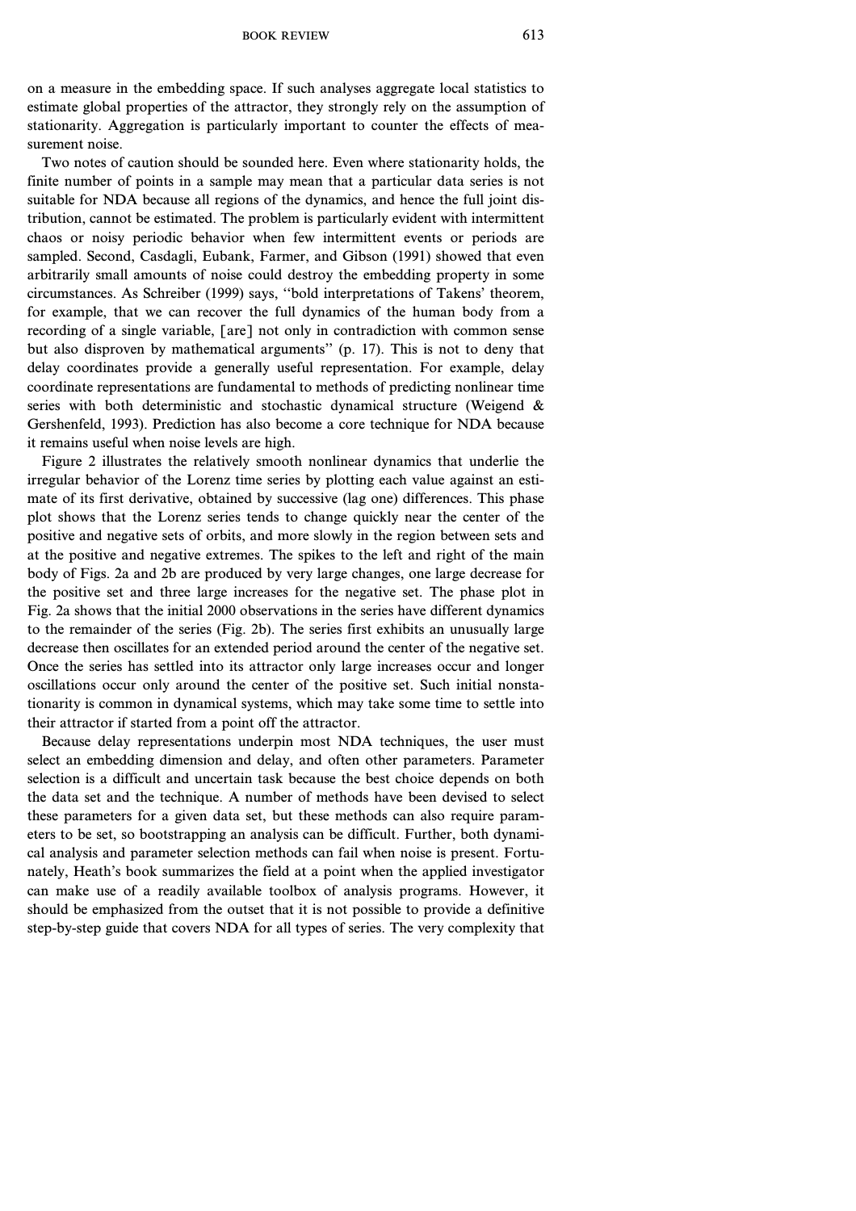on a measure in the embedding space. If such analyses aggregate local statistics to estimate global properties of the attractor, they strongly rely on the assumption of stationarity. Aggregation is particularly important to counter the effects of measurement noise.

Two notes of caution should be sounded here. Even where stationarity holds, the finite number of points in a sample may mean that a particular data series is not suitable for NDA because all regions of the dynamics, and hence the full joint distribution, cannot be estimated. The problem is particularly evident with intermittent chaos or noisy periodic behavior when few intermittent events or periods are sampled. Second, Casdagli, Eubank, Farmer, and Gibson (1991) showed that even arbitrarily small amounts of noise could destroy the embedding property in some circumstances. As Schreiber (1999) says, "bold interpretations of Takens' theorem, for example, that we can recover the full dynamics of the human body from a recording of a single variable, [are] not only in contradiction with common sense but also disproven by mathematical arguments" (p. 17). This is not to deny that delay coordinates provide a generally useful representation. For example, delay coordinate representations are fundamental to methods of predicting nonlinear time series with both deterministic and stochastic dynamical structure (Weigend & Gershenfeld, 1993). Prediction has also become a core technique for NDA because it remains useful when noise levels are high.

Figure 2 illustrates the relatively smooth nonlinear dynamics that underlie the irregular behavior of the Lorenz time series by plotting each value against an estimate of its first derivative, obtained by successive (lag one) differences. This phase plot shows that the Lorenz series tends to change quickly near the center of the positive and negative sets of orbits, and more slowly in the region between sets and at the positive and negative extremes. The spikes to the left and right of the main body of Figs. 2a and 2b are produced by very large changes, one large decrease for the positive set and three large increases for the negative set. The phase plot in Fig. 2a shows that the initial 2000 observations in the series have different dynamics to the remainder of the series (Fig. 2b). The series first exhibits an unusually large decrease then oscillates for an extended period around the center of the negative set. Once the series has settled into its attractor only large increases occur and longer oscillations occur only around the center of the positive set. Such initial nonstationarity is common in dynamical systems, which may take some time to settle into their attractor if started from a point off the attractor.

Because delay representations underpin most NDA techniques, the user must select an embedding dimension and delay, and often other parameters. Parameter selection is a difficult and uncertain task because the best choice depends on both the data set and the technique. A number of methods have been devised to select these parameters for a given data set, but these methods can also require parameters to be set, so bootstrapping an analysis can be difficult. Further, both dynamical analysis and parameter selection methods can fail when noise is present. Fortunately, Heath's book summarizes the field at a point when the applied investigator can make use of a readily available toolbox of analysis programs. However, it should be emphasized from the outset that it is not possible to provide a definitive step-by-step guide that covers NDA for all types of series. The very complexity that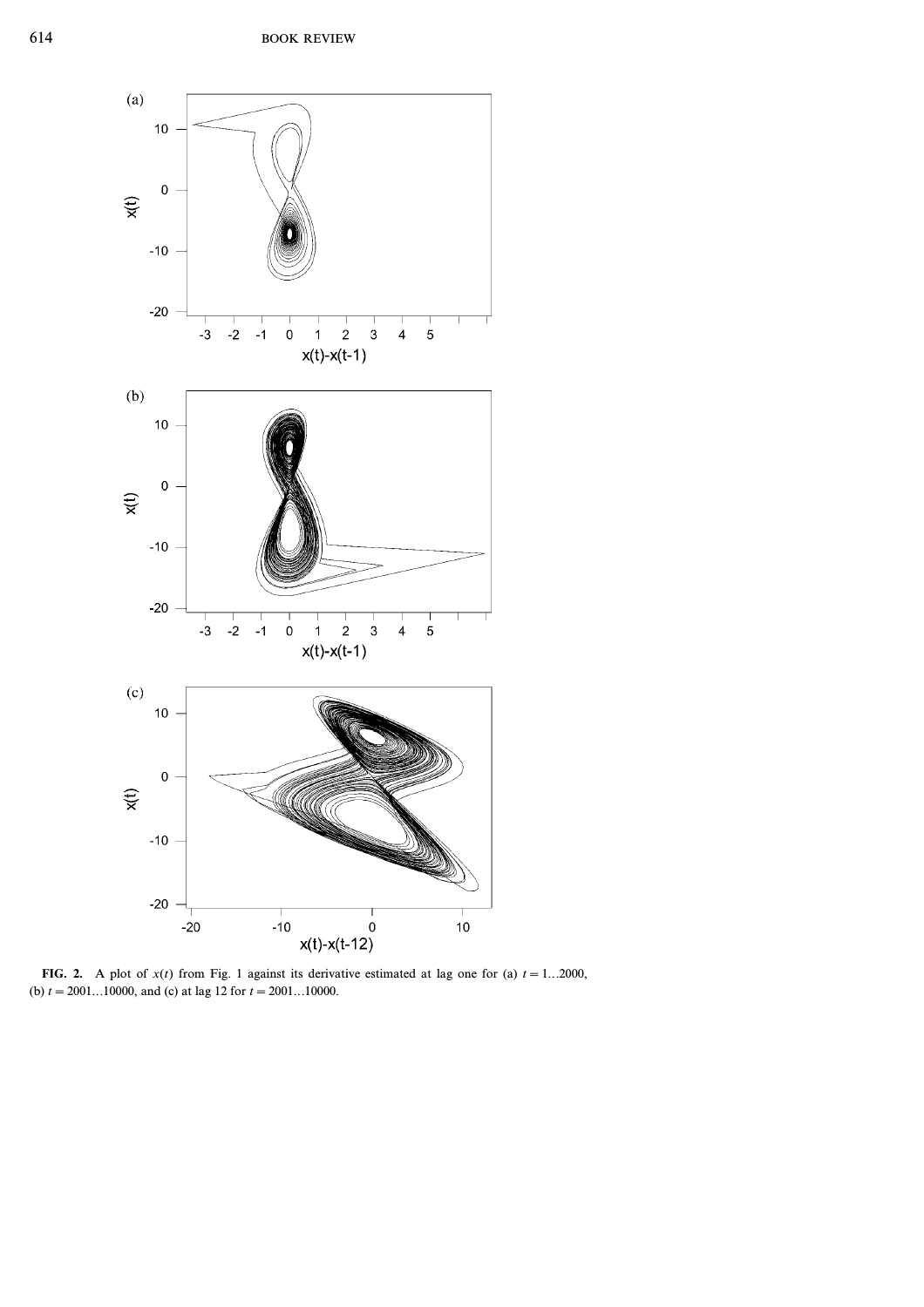FIG. 2. A plot of $x(t)$ from Fig. 1 against its derivative estimated at lag one for (a) $t = 1 \ldots 2000$, (b) $t = 2001 \ldots 10000$, and (c) at lag 12 for $t = 2001 \ldots 10000$.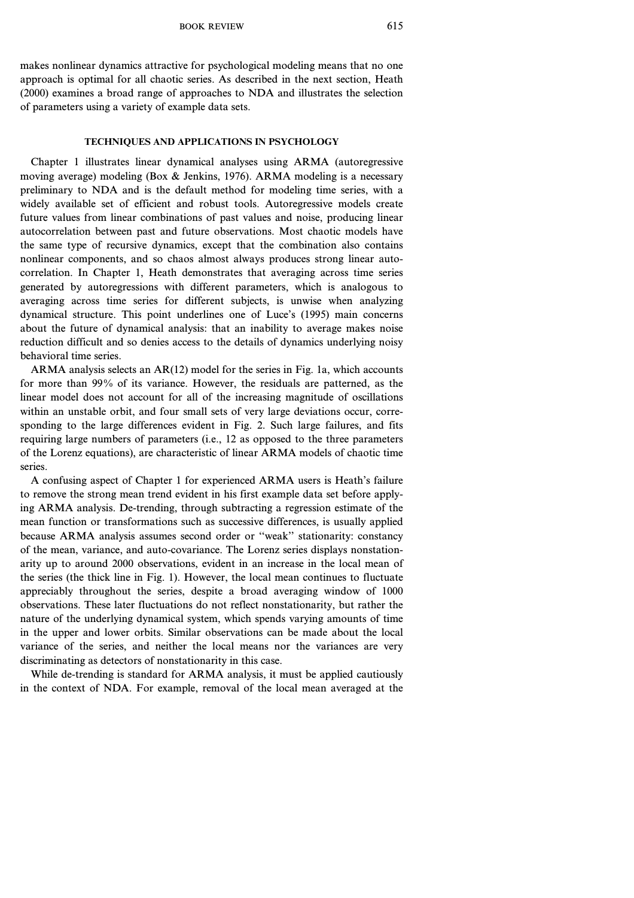makes nonlinear dynamics attractive for psychological modeling means that no one approach is optimal for all chaotic series. As described in the next section, Heath (2000) examines a broad range of approaches to NDA and illustrates the selection of parameters using a variety of example data sets.

## TECHNIQUES AND APPLICATIONS IN PSYCHOLOGY

Chapter 1 illustrates linear dynamical analyses using ARMA (autoregressive moving average) modeling (Box & Jenkins, 1976). ARMA modeling is a necessary preliminary to NDA and is the default method for modeling time series, with a widely available set of efficient and robust tools. Autoregressive models create future values from linear combinations of past values and noise, producing linear autocorrelation between past and future observations. Most chaotic models have the same type of recursive dynamics, except that the combination also contains nonlinear components, and so chaos almost always produces strong linear autocorrelation. In Chapter 1, Heath demonstrates that averaging across time series generated by autoregressions with different parameters, which is analogous to averaging across time series for different subjects, is unwise when analyzing dynamical structure. This point underlines one of Luce's (1995) main concerns about the future of dynamical analysis: that an inability to average makes noise reduction difficult and so denies access to the details of dynamics underlying noisy behavioral time series.

ARMA analysis selects an AR(12) model for the series in Fig. 1a, which accounts for more than 99% of its variance. However, the residuals are patterned, as the linear model does not account for all of the increasing magnitude of oscillations within an unstable orbit, and four small sets of very large deviations occur, corresponding to the large differences evident in Fig. 2. Such large failures, and fits requiring large numbers of parameters (i.e., 12 as opposed to the three parameters of the Lorenz equations), are characteristic of linear ARMA models of chaotic time series.

A confusing aspect of Chapter 1 for experienced ARMA users is Heath's failure to remove the strong mean trend evident in his first example data set before applying ARMA analysis. De-trending, through subtracting a regression estimate of the mean function or transformations such as successive differences, is usually applied because ARMA analysis assumes second order or "weak" stationarity: constancy of the mean, variance, and auto-covariance. The Lorenz series displays nonstationarity up to around 2000 observations, evident in an increase in the local mean of the series (the thick line in Fig. 1). However, the local mean continues to fluctuate appreciably throughout the series, despite a broad averaging window of 1000 observations. These later fluctuations do not reflect nonstationarity, but rather the nature of the underlying dynamical system, which spends varying amounts of time in the upper and lower orbits. Similar observations can be made about the local variance of the series, and neither the local means nor the variances are very discriminating as detectors of nonstationarity in this case.

While de-trending is standard for ARMA analysis, it must be applied cautiously in the context of NDA. For example, removal of the local mean averaged at the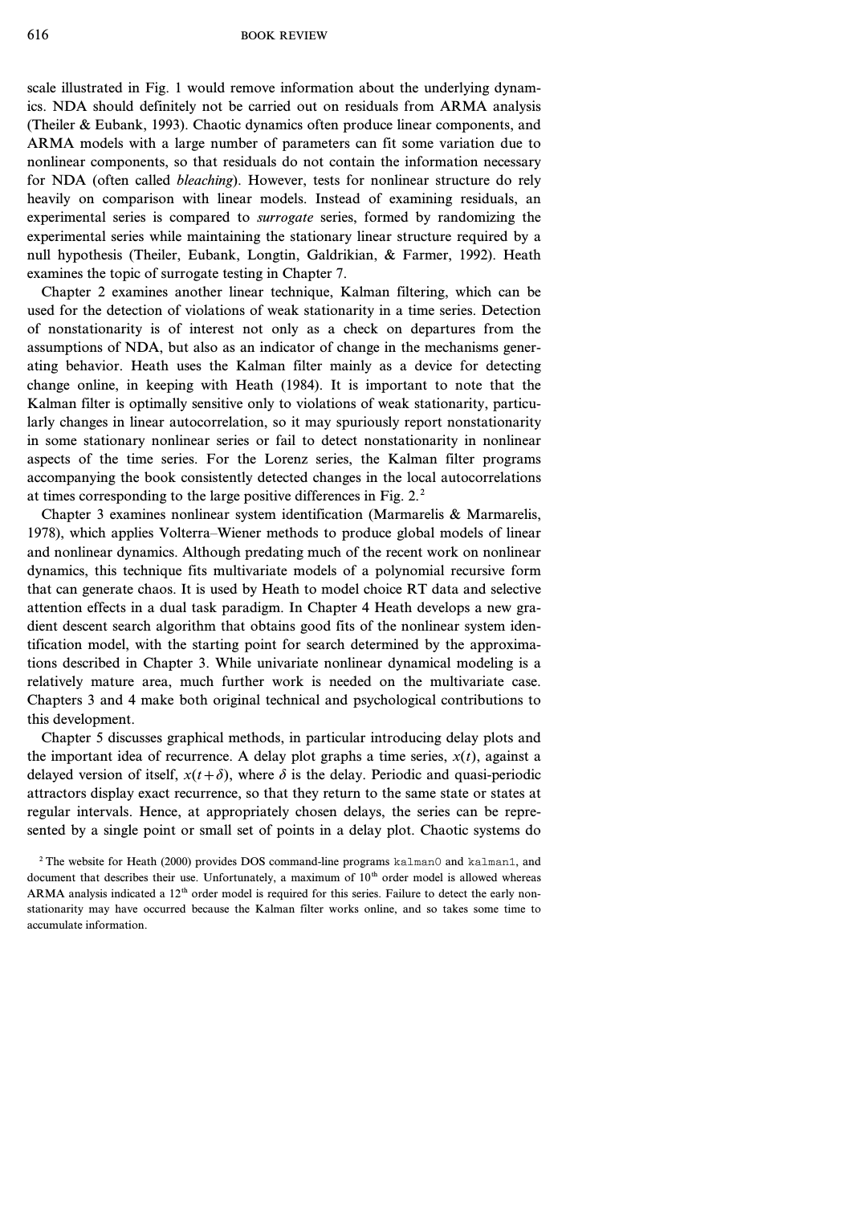scale illustrated in Fig. 1 would remove information about the underlying dynamics. NDA should definitely not be carried out on residuals from ARMA analysis (Theiler & Eubank, 1993). Chaotic dynamics often produce linear components, and ARMA models with a large number of parameters can fit some variation due to nonlinear components, so that residuals do not contain the information necessary for NDA (often called *bleaching*). However, tests for nonlinear structure do rely heavily on comparison with linear models. Instead of examining residuals, an experimental series is compared to *surrogate* series, formed by randomizing the experimental series while maintaining the stationary linear structure required by a null hypothesis (Theiler, Eubank, Longtin, Galdrikian, & Farmer, 1992). Heath examines the topic of surrogate testing in Chapter 7.

Chapter 2 examines another linear technique, Kalman filtering, which can be used for the detection of violations of weak stationarity in a time series. Detection of nonstationarity is of interest not only as a check on departures from the assumptions of NDA, but also as an indicator of change in the mechanisms generating behavior. Heath uses the Kalman filter mainly as a device for detecting change online, in keeping with Heath (1984). It is important to note that the Kalman filter is optimally sensitive only to violations of weak stationarity, particularly changes in linear autocorrelation, so it may spuriously report nonstationarity in some stationary nonlinear series or fail to detect nonstationarity in nonlinear aspects of the time series. For the Lorenz series, the Kalman filter programs accompanying the book consistently detected changes in the local autocorrelations at times corresponding to the large positive differences in Fig. 2.[2]

Chapter 3 examines nonlinear system identification (Marmarelis & Marmarelis, 1978), which applies Volterra–Wiener methods to produce global models of linear and nonlinear dynamics. Although predating much of the recent work on nonlinear dynamics, this technique fits multivariate models of a polynomial recursive form that can generate chaos. It is used by Heath to model choice RT data and selective attention effects in a dual task paradigm. In Chapter 4 Heath develops a new gradient descent search algorithm that obtains good fits of the nonlinear system identification model, with the starting point for search determined by the approximations described in Chapter 3. While univariate nonlinear dynamical modeling is a relatively mature area, much further work is needed on the multivariate case. Chapters 3 and 4 make both original technical and psychological contributions to this development.

Chapter 5 discusses graphical methods, in particular introducing delay plots and the important idea of recurrence. A delay plot graphs a time series, $x(t)$, against a delayed version of itself, $x(t+\delta)$, where $\delta$ is the delay. Periodic and quasi-periodic attractors display exact recurrence, so that they return to the same state or states at regular intervals. Hence, at appropriately chosen delays, the series can be represented by a single point or small set of points in a delay plot. Chaotic systems do

[2] The website for Heath (2000) provides DOS command-line programs `kalman0` and `kalman1`, and document that describes their use. Unfortunately, a maximum of 10[th] order model is allowed whereas ARMA analysis indicated a 12[th] order model is required for this series. Failure to detect the early nonstationarity may have occurred because the Kalman filter works online, and so takes some time to accumulate information.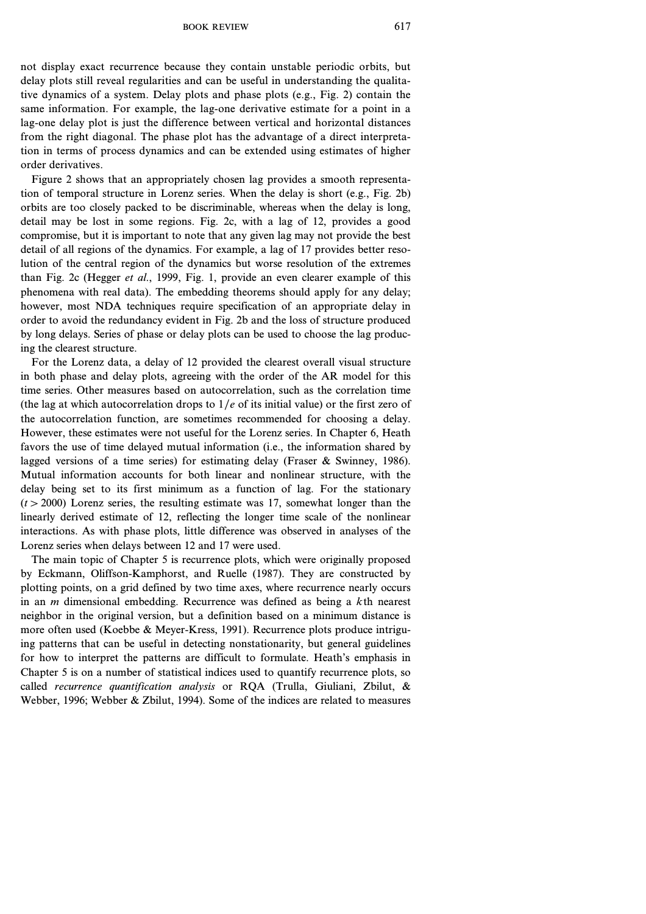not display exact recurrence because they contain unstable periodic orbits, but delay plots still reveal regularities and can be useful in understanding the qualitative dynamics of a system. Delay plots and phase plots (e.g., Fig. 2) contain the same information. For example, the lag-one derivative estimate for a point in a lag-one delay plot is just the difference between vertical and horizontal distances from the right diagonal. The phase plot has the advantage of a direct interpretation in terms of process dynamics and can be extended using estimates of higher order derivatives.

Figure 2 shows that an appropriately chosen lag provides a smooth representation of temporal structure in Lorenz series. When the delay is short (e.g., Fig. 2b) orbits are too closely packed to be discriminable, whereas when the delay is long, detail may be lost in some regions. Fig. 2c, with a lag of 12, provides a good compromise, but it is important to note that any given lag may not provide the best detail of all regions of the dynamics. For example, a lag of 17 provides better resolution of the central region of the dynamics but worse resolution of the extremes than Fig. 2c (Hegger *et al.*, 1999, Fig. 1, provide an even clearer example of this phenomena with real data). The embedding theorems should apply for any delay; however, most NDA techniques require specification of an appropriate delay in order to avoid the redundancy evident in Fig. 2b and the loss of structure produced by long delays. Series of phase or delay plots can be used to choose the lag producing the clearest structure.

For the Lorenz data, a delay of 12 provided the clearest overall visual structure in both phase and delay plots, agreeing with the order of the AR model for this time series. Other measures based on autocorrelation, such as the correlation time (the lag at which autocorrelation drops to $1/e$ of its initial value) or the first zero of the autocorrelation function, are sometimes recommended for choosing a delay. However, these estimates were not useful for the Lorenz series. In Chapter 6, Heath favors the use of time delayed mutual information (i.e., the information shared by lagged versions of a time series) for estimating delay (Fraser & Swinney, 1986). Mutual information accounts for both linear and nonlinear structure, with the delay being set to its first minimum as a function of lag. For the stationary ($t > 2000$) Lorenz series, the resulting estimate was 17, somewhat longer than the linearly derived estimate of 12, reflecting the longer time scale of the nonlinear interactions. As with phase plots, little difference was observed in analyses of the Lorenz series when delays between 12 and 17 were used.

The main topic of Chapter 5 is recurrence plots, which were originally proposed by Eckmann, Oliffson-Kamphorst, and Ruelle (1987). They are constructed by plotting points, on a grid defined by two time axes, where recurrence nearly occurs in an $m$ dimensional embedding. Recurrence was defined as being a $k$th nearest neighbor in the original version, but a definition based on a minimum distance is more often used (Koebbe & Meyer-Kress, 1991). Recurrence plots produce intriguing patterns that can be useful in detecting nonstationarity, but general guidelines for how to interpret the patterns are difficult to formulate. Heath's emphasis in Chapter 5 is on a number of statistical indices used to quantify recurrence plots, so called *recurrence quantification analysis* or RQA (Trulla, Giuliani, Zbilut, & Webber, 1996; Webber & Zbilut, 1994). Some of the indices are related to measures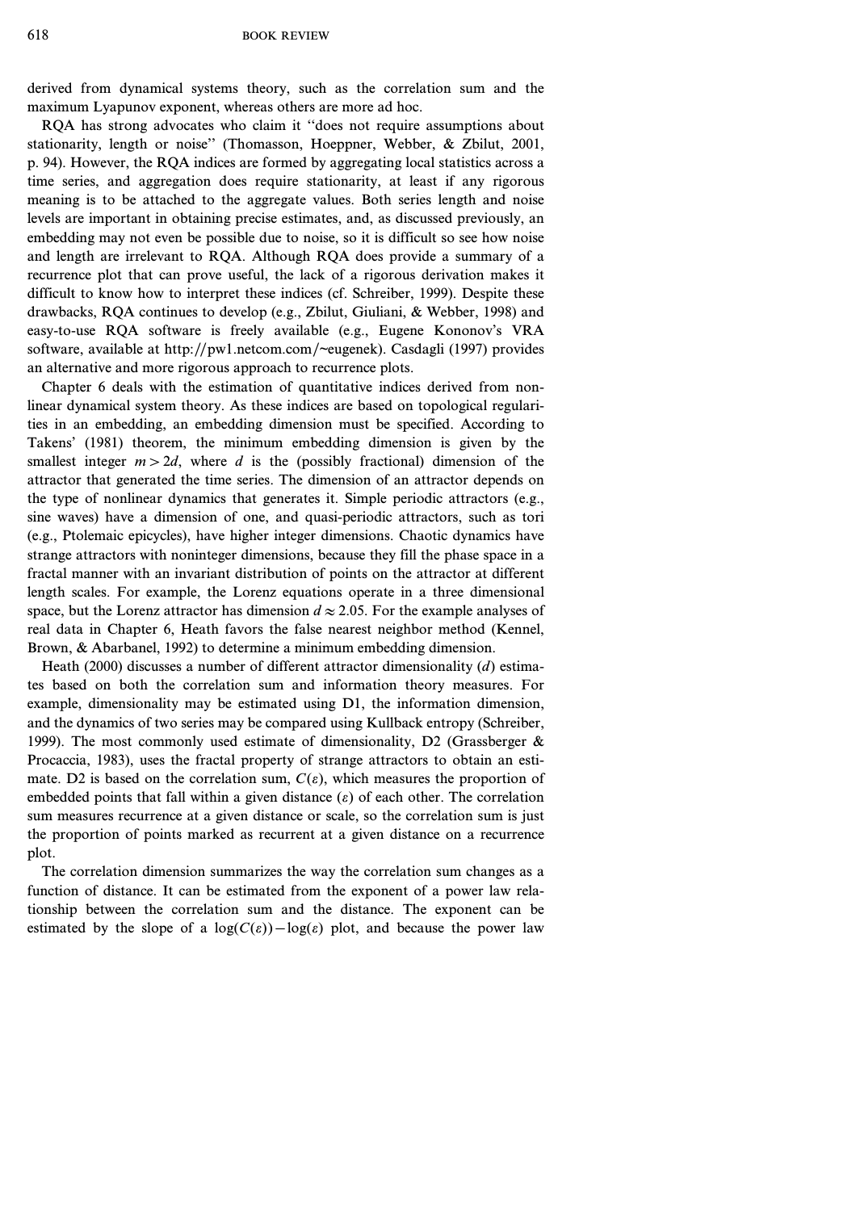derived from dynamical systems theory, such as the correlation sum and the maximum Lyapunov exponent, whereas others are more ad hoc.

RQA has strong advocates who claim it "does not require assumptions about stationarity, length or noise" (Thomasson, Hoeppner, Webber, & Zbilut, 2001, p. 94). However, the RQA indices are formed by aggregating local statistics across a time series, and aggregation does require stationarity, at least if any rigorous meaning is to be attached to the aggregate values. Both series length and noise levels are important in obtaining precise estimates, and, as discussed previously, an embedding may not even be possible due to noise, so it is difficult so see how noise and length are irrelevant to RQA. Although RQA does provide a summary of a recurrence plot that can prove useful, the lack of a rigorous derivation makes it difficult to know how to interpret these indices (cf. Schreiber, 1999). Despite these drawbacks, RQA continues to develop (e.g., Zbilut, Giuliani, & Webber, 1998) and easy-to-use RQA software is freely available (e.g., Eugene Kononov's VRA software, available at http://pw1.netcom.com/~eugenek). Casdagli (1997) provides an alternative and more rigorous approach to recurrence plots.

Chapter 6 deals with the estimation of quantitative indices derived from nonlinear dynamical system theory. As these indices are based on topological regularities in an embedding, an embedding dimension must be specified. According to Takens' (1981) theorem, the minimum embedding dimension is given by the smallest integer $m > 2d$, where $d$ is the (possibly fractional) dimension of the attractor that generated the time series. The dimension of an attractor depends on the type of nonlinear dynamics that generates it. Simple periodic attractors (e.g., sine waves) have a dimension of one, and quasi-periodic attractors, such as tori (e.g., Ptolemaic epicycles), have higher integer dimensions. Chaotic dynamics have strange attractors with noninteger dimensions, because they fill the phase space in a fractal manner with an invariant distribution of points on the attractor at different length scales. For example, the Lorenz equations operate in a three dimensional space, but the Lorenz attractor has dimension $d \approx 2.05$. For the example analyses of real data in Chapter 6, Heath favors the false nearest neighbor method (Kennel, Brown, & Abarbanel, 1992) to determine a minimum embedding dimension.

Heath (2000) discusses a number of different attractor dimensionality ($d$) estimates based on both the correlation sum and information theory measures. For example, dimensionality may be estimated using D1, the information dimension, and the dynamics of two series may be compared using Kullback entropy (Schreiber, 1999). The most commonly used estimate of dimensionality, D2 (Grassberger & Procaccia, 1983), uses the fractal property of strange attractors to obtain an estimate. D2 is based on the correlation sum, $C(\varepsilon)$, which measures the proportion of embedded points that fall within a given distance ($\varepsilon$) of each other. The correlation sum measures recurrence at a given distance or scale, so the correlation sum is just the proportion of points marked as recurrent at a given distance on a recurrence plot.

The correlation dimension summarizes the way the correlation sum changes as a function of distance. It can be estimated from the exponent of a power law relationship between the correlation sum and the distance. The exponent can be estimated by the slope of a $\log(C(\varepsilon)) - \log(\varepsilon)$ plot, and because the power law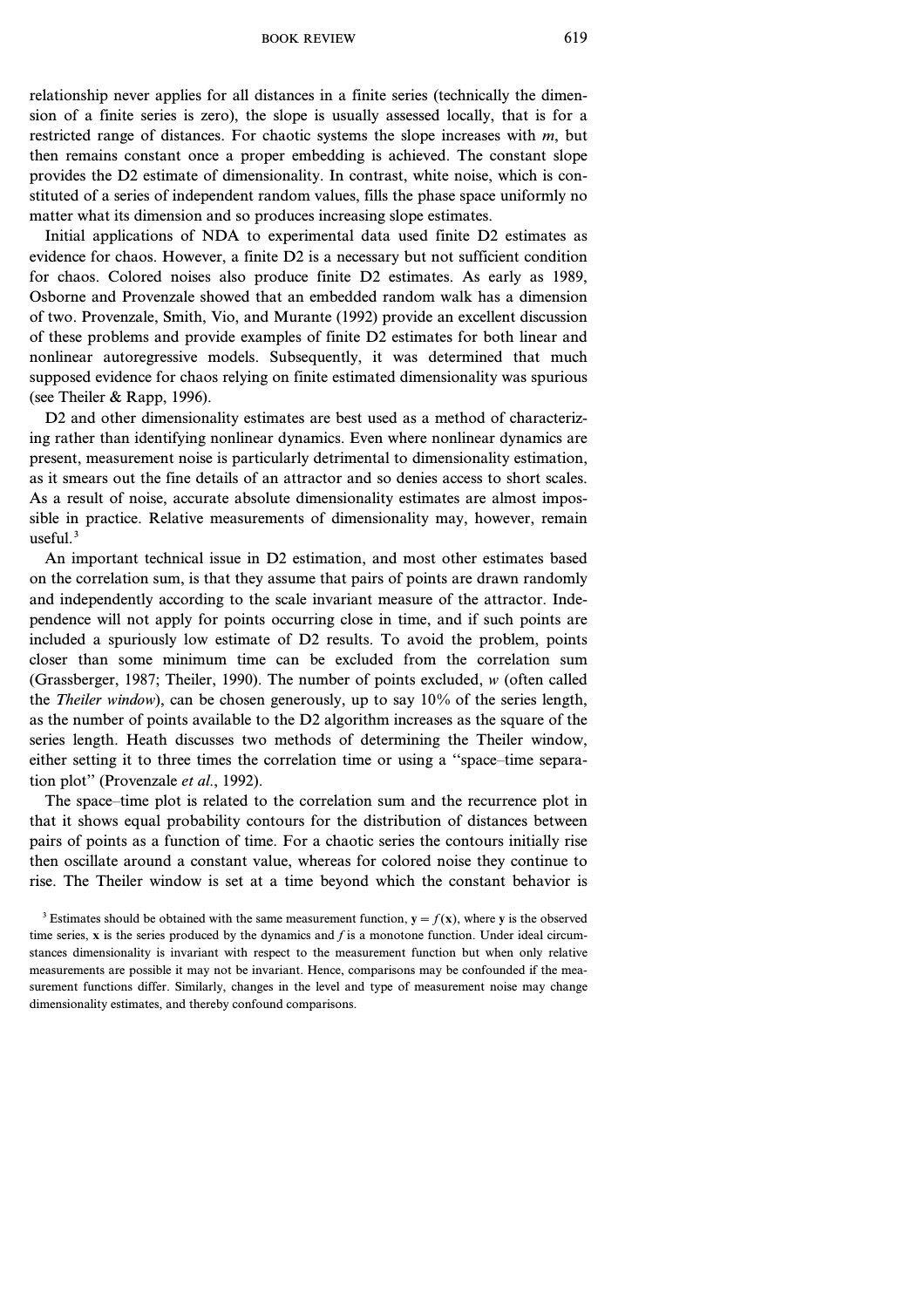relationship never applies for all distances in a finite series (technically the dimension of a finite series is zero), the slope is usually assessed locally, that is for a restricted range of distances. For chaotic systems the slope increases with $m$, but then remains constant once a proper embedding is achieved. The constant slope provides the D2 estimate of dimensionality. In contrast, white noise, which is constituted of a series of independent random values, fills the phase space uniformly no matter what its dimension and so produces increasing slope estimates.

Initial applications of NDA to experimental data used finite D2 estimates as evidence for chaos. However, a finite D2 is a necessary but not sufficient condition for chaos. Colored noises also produce finite D2 estimates. As early as 1989, Osborne and Provenzale showed that an embedded random walk has a dimension of two. Provenzale, Smith, Vio, and Murante (1992) provide an excellent discussion of these problems and provide examples of finite D2 estimates for both linear and nonlinear autoregressive models. Subsequently, it was determined that much supposed evidence for chaos relying on finite estimated dimensionality was spurious (see Theiler & Rapp, 1996).

D2 and other dimensionality estimates are best used as a method of characterizing rather than identifying nonlinear dynamics. Even where nonlinear dynamics are present, measurement noise is particularly detrimental to dimensionality estimation, as it smears out the fine details of an attractor and so denies access to short scales. As a result of noise, accurate absolute dimensionality estimates are almost impossible in practice. Relative measurements of dimensionality may, however, remain useful.[3]

An important technical issue in D2 estimation, and most other estimates based on the correlation sum, is that they assume that pairs of points are drawn randomly and independently according to the scale invariant measure of the attractor. Independence will not apply for points occurring close in time, and if such points are included a spuriously low estimate of D2 results. To avoid the problem, points closer than some minimum time can be excluded from the correlation sum (Grassberger, 1987; Theiler, 1990). The number of points excluded, $w$ (often called the *Theiler window*), can be chosen generously, up to say 10% of the series length, as the number of points available to the D2 algorithm increases as the square of the series length. Heath discusses two methods of determining the Theiler window, either setting it to three times the correlation time or using a "space–time separation plot" (Provenzale *et al.*, 1992).

The space–time plot is related to the correlation sum and the recurrence plot in that it shows equal probability contours for the distribution of distances between pairs of points as a function of time. For a chaotic series the contours initially rise then oscillate around a constant value, whereas for colored noise they continue to rise. The Theiler window is set at a time beyond which the constant behavior is

[3] Estimates should be obtained with the same measurement function, $\mathbf{y} = f(\mathbf{x})$, where $\mathbf{y}$ is the observed time series, $\mathbf{x}$ is the series produced by the dynamics and $f$ is a monotone function. Under ideal circumstances dimensionality is invariant with respect to the measurement function but when only relative measurements are possible it may not be invariant. Hence, comparisons may be confounded if the measurement functions differ. Similarly, changes in the level and type of measurement noise may change dimensionality estimates, and thereby confound comparisons.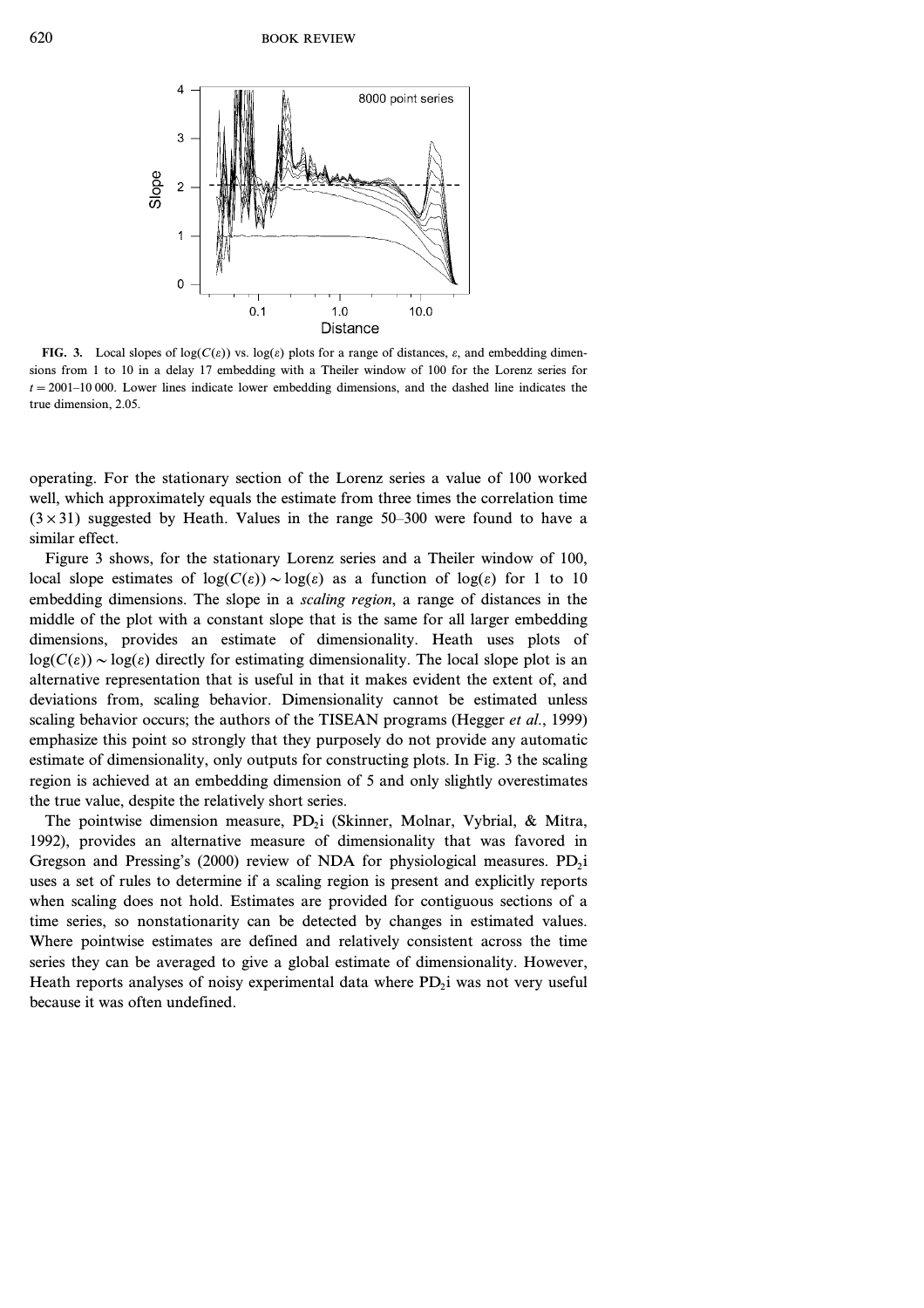FIG. 3. Local slopes of $\log(C(\varepsilon))$ vs. $\log(\varepsilon)$ plots for a range of distances, $\varepsilon$, and embedding dimensions from 1 to 10 in a delay 17 embedding with a Theiler window of 100 for the Lorenz series for $t = 2001$–$10\,000$. Lower lines indicate lower embedding dimensions, and the dashed line indicates the true dimension, 2.05.

operating. For the stationary section of the Lorenz series a value of 100 worked well, which approximately equals the estimate from three times the correlation time ($3 \times 31$) suggested by Heath. Values in the range 50–300 were found to have a similar effect.

Figure 3 shows, for the stationary Lorenz series and a Theiler window of 100, local slope estimates of $\log(C(\varepsilon)) \sim \log(\varepsilon)$ as a function of $\log(\varepsilon)$ for 1 to 10 embedding dimensions. The slope in a *scaling region*, a range of distances in the middle of the plot with a constant slope that is the same for all larger embedding dimensions, provides an estimate of dimensionality. Heath uses plots of $\log(C(\varepsilon)) \sim \log(\varepsilon)$ directly for estimating dimensionality. The local slope plot is an alternative representation that is useful in that it makes evident the extent of, and deviations from, scaling behavior. Dimensionality cannot be estimated unless scaling behavior occurs; the authors of the TISEAN programs (Hegger *et al.*, 1999) emphasize this point so strongly that they purposely do not provide any automatic estimate of dimensionality, only outputs for constructing plots. In Fig. 3 the scaling region is achieved at an embedding dimension of 5 and only slightly overestimates the true value, despite the relatively short series.

The pointwise dimension measure, $PD_2i$ (Skinner, Molnar, Vybrial, & Mitra, 1992), provides an alternative measure of dimensionality that was favored in Gregson and Pressing's (2000) review of NDA for physiological measures. $PD_2i$ uses a set of rules to determine if a scaling region is present and explicitly reports when scaling does not hold. Estimates are provided for contiguous sections of a time series, so nonstationarity can be detected by changes in estimated values. Where pointwise estimates are defined and relatively consistent across the time series they can be averaged to give a global estimate of dimensionality. However, Heath reports analyses of noisy experimental data where $PD_2i$ was not very useful because it was often undefined.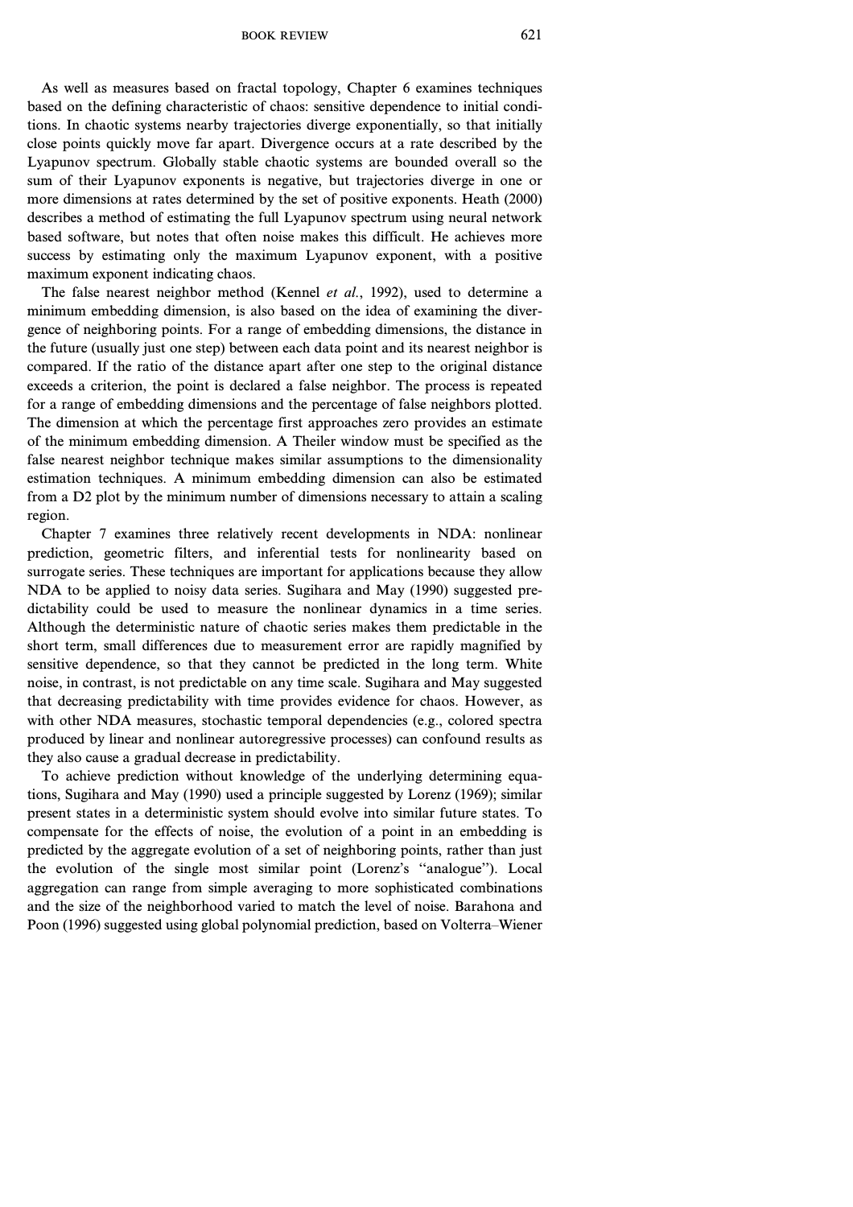As well as measures based on fractal topology, Chapter 6 examines techniques based on the defining characteristic of chaos: sensitive dependence to initial conditions. In chaotic systems nearby trajectories diverge exponentially, so that initially close points quickly move far apart. Divergence occurs at a rate described by the Lyapunov spectrum. Globally stable chaotic systems are bounded overall so the sum of their Lyapunov exponents is negative, but trajectories diverge in one or more dimensions at rates determined by the set of positive exponents. Heath (2000) describes a method of estimating the full Lyapunov spectrum using neural network based software, but notes that often noise makes this difficult. He achieves more success by estimating only the maximum Lyapunov exponent, with a positive maximum exponent indicating chaos.

The false nearest neighbor method (Kennel *et al.*, 1992), used to determine a minimum embedding dimension, is also based on the idea of examining the divergence of neighboring points. For a range of embedding dimensions, the distance in the future (usually just one step) between each data point and its nearest neighbor is compared. If the ratio of the distance apart after one step to the original distance exceeds a criterion, the point is declared a false neighbor. The process is repeated for a range of embedding dimensions and the percentage of false neighbors plotted. The dimension at which the percentage first approaches zero provides an estimate of the minimum embedding dimension. A Theiler window must be specified as the false nearest neighbor technique makes similar assumptions to the dimensionality estimation techniques. A minimum embedding dimension can also be estimated from a D2 plot by the minimum number of dimensions necessary to attain a scaling region.

Chapter 7 examines three relatively recent developments in NDA: nonlinear prediction, geometric filters, and inferential tests for nonlinearity based on surrogate series. These techniques are important for applications because they allow NDA to be applied to noisy data series. Sugihara and May (1990) suggested predictability could be used to measure the nonlinear dynamics in a time series. Although the deterministic nature of chaotic series makes them predictable in the short term, small differences due to measurement error are rapidly magnified by sensitive dependence, so that they cannot be predicted in the long term. White noise, in contrast, is not predictable on any time scale. Sugihara and May suggested that decreasing predictability with time provides evidence for chaos. However, as with other NDA measures, stochastic temporal dependencies (e.g., colored spectra produced by linear and nonlinear autoregressive processes) can confound results as they also cause a gradual decrease in predictability.

To achieve prediction without knowledge of the underlying determining equations, Sugihara and May (1990) used a principle suggested by Lorenz (1969); similar present states in a deterministic system should evolve into similar future states. To compensate for the effects of noise, the evolution of a point in an embedding is predicted by the aggregate evolution of a set of neighboring points, rather than just the evolution of the single most similar point (Lorenz's "analogue"). Local aggregation can range from simple averaging to more sophisticated combinations and the size of the neighborhood varied to match the level of noise. Barahona and Poon (1996) suggested using global polynomial prediction, based on Volterra–Wiener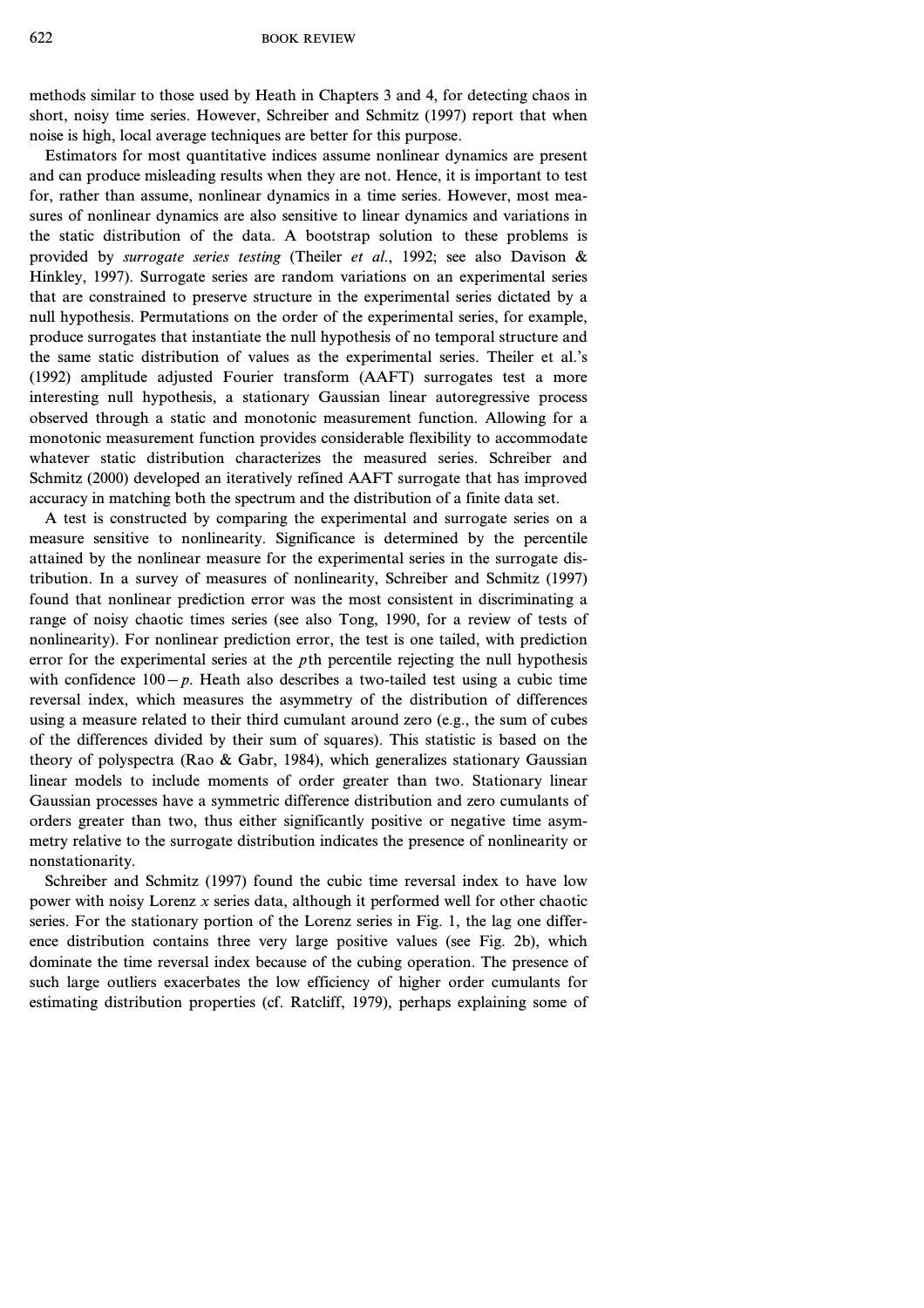methods similar to those used by Heath in Chapters 3 and 4, for detecting chaos in short, noisy time series. However, Schreiber and Schmitz (1997) report that when noise is high, local average techniques are better for this purpose.

Estimators for most quantitative indices assume nonlinear dynamics are present and can produce misleading results when they are not. Hence, it is important to test for, rather than assume, nonlinear dynamics in a time series. However, most measures of nonlinear dynamics are also sensitive to linear dynamics and variations in the static distribution of the data. A bootstrap solution to these problems is provided by *surrogate series testing* (Theiler *et al*., 1992; see also Davison & Hinkley, 1997). Surrogate series are random variations on an experimental series that are constrained to preserve structure in the experimental series dictated by a null hypothesis. Permutations on the order of the experimental series, for example, produce surrogates that instantiate the null hypothesis of no temporal structure and the same static distribution of values as the experimental series. Theiler et al.'s (1992) amplitude adjusted Fourier transform (AAFT) surrogates test a more interesting null hypothesis, a stationary Gaussian linear autoregressive process observed through a static and monotonic measurement function. Allowing for a monotonic measurement function provides considerable flexibility to accommodate whatever static distribution characterizes the measured series. Schreiber and Schmitz (2000) developed an iteratively refined AAFT surrogate that has improved accuracy in matching both the spectrum and the distribution of a finite data set.

A test is constructed by comparing the experimental and surrogate series on a measure sensitive to nonlinearity. Significance is determined by the percentile attained by the nonlinear measure for the experimental series in the surrogate distribution. In a survey of measures of nonlinearity, Schreiber and Schmitz (1997) found that nonlinear prediction error was the most consistent in discriminating a range of noisy chaotic times series (see also Tong, 1990, for a review of tests of nonlinearity). For nonlinear prediction error, the test is one tailed, with prediction error for the experimental series at the $p$th percentile rejecting the null hypothesis with confidence $100 - p$. Heath also describes a two-tailed test using a cubic time reversal index, which measures the asymmetry of the distribution of differences using a measure related to their third cumulant around zero (e.g., the sum of cubes of the differences divided by their sum of squares). This statistic is based on the theory of polyspectra (Rao & Gabr, 1984), which generalizes stationary Gaussian linear models to include moments of order greater than two. Stationary linear Gaussian processes have a symmetric difference distribution and zero cumulants of orders greater than two, thus either significantly positive or negative time asymmetry relative to the surrogate distribution indicates the presence of nonlinearity or nonstationarity.

Schreiber and Schmitz (1997) found the cubic time reversal index to have low power with noisy Lorenz $x$ series data, although it performed well for other chaotic series. For the stationary portion of the Lorenz series in Fig. 1, the lag one difference distribution contains three very large positive values (see Fig. 2b), which dominate the time reversal index because of the cubing operation. The presence of such large outliers exacerbates the low efficiency of higher order cumulants for estimating distribution properties (cf. Ratcliff, 1979), perhaps explaining some of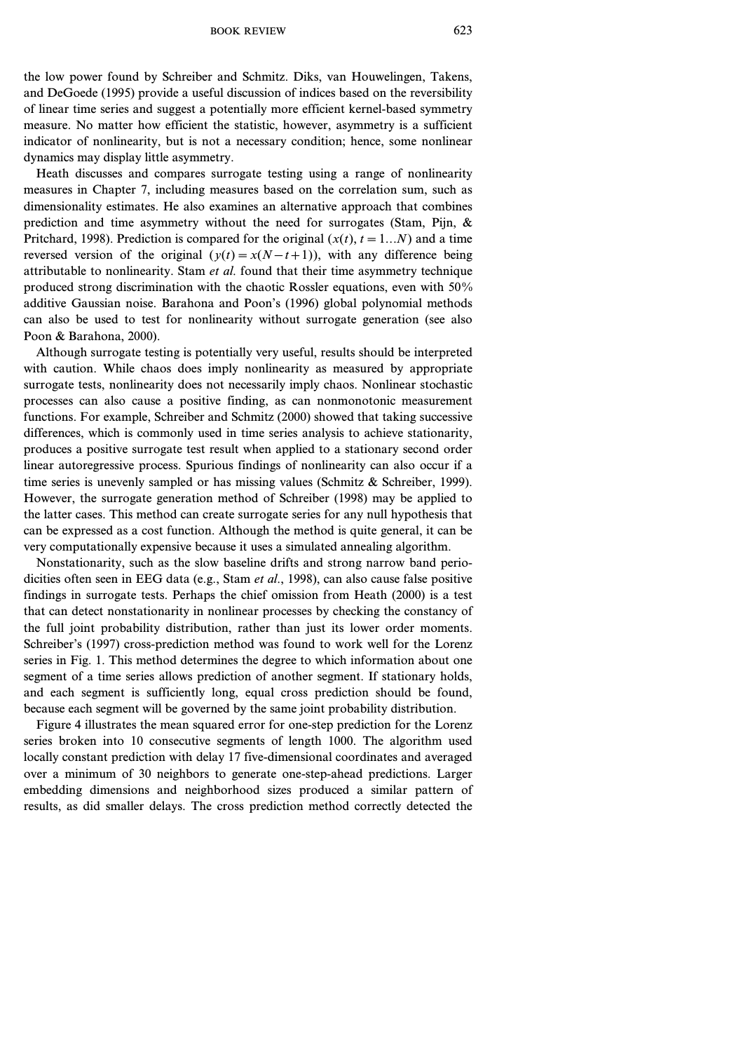the low power found by Schreiber and Schmitz. Diks, van Houwelingen, Takens, and DeGoede (1995) provide a useful discussion of indices based on the reversibility of linear time series and suggest a potentially more efficient kernel-based symmetry measure. No matter how efficient the statistic, however, asymmetry is a sufficient indicator of nonlinearity, but is not a necessary condition; hence, some nonlinear dynamics may display little asymmetry.

Heath discusses and compares surrogate testing using a range of nonlinearity measures in Chapter 7, including measures based on the correlation sum, such as dimensionality estimates. He also examines an alternative approach that combines prediction and time asymmetry without the need for surrogates (Stam, Pijn, & Pritchard, 1998). Prediction is compared for the original ($x(t)$, $t = 1 \ldots N$) and a time reversed version of the original ($y(t) = x(N - t + 1)$), with any difference being attributable to nonlinearity. Stam *et al.* found that their time asymmetry technique produced strong discrimination with the chaotic Rossler equations, even with 50% additive Gaussian noise. Barahona and Poon's (1996) global polynomial methods can also be used to test for nonlinearity without surrogate generation (see also Poon & Barahona, 2000).

Although surrogate testing is potentially very useful, results should be interpreted with caution. While chaos does imply nonlinearity as measured by appropriate surrogate tests, nonlinearity does not necessarily imply chaos. Nonlinear stochastic processes can also cause a positive finding, as can nonmonotonic measurement functions. For example, Schreiber and Schmitz (2000) showed that taking successive differences, which is commonly used in time series analysis to achieve stationarity, produces a positive surrogate test result when applied to a stationary second order linear autoregressive process. Spurious findings of nonlinearity can also occur if a time series is unevenly sampled or has missing values (Schmitz & Schreiber, 1999). However, the surrogate generation method of Schreiber (1998) may be applied to the latter cases. This method can create surrogate series for any null hypothesis that can be expressed as a cost function. Although the method is quite general, it can be very computationally expensive because it uses a simulated annealing algorithm.

Nonstationarity, such as the slow baseline drifts and strong narrow band periodicities often seen in EEG data (e.g., Stam *et al.*, 1998), can also cause false positive findings in surrogate tests. Perhaps the chief omission from Heath (2000) is a test that can detect nonstationarity in nonlinear processes by checking the constancy of the full joint probability distribution, rather than just its lower order moments. Schreiber's (1997) cross-prediction method was found to work well for the Lorenz series in Fig. 1. This method determines the degree to which information about one segment of a time series allows prediction of another segment. If stationary holds, and each segment is sufficiently long, equal cross prediction should be found, because each segment will be governed by the same joint probability distribution.

Figure 4 illustrates the mean squared error for one-step prediction for the Lorenz series broken into 10 consecutive segments of length 1000. The algorithm used locally constant prediction with delay 17 five-dimensional coordinates and averaged over a minimum of 30 neighbors to generate one-step-ahead predictions. Larger embedding dimensions and neighborhood sizes produced a similar pattern of results, as did smaller delays. The cross prediction method correctly detected the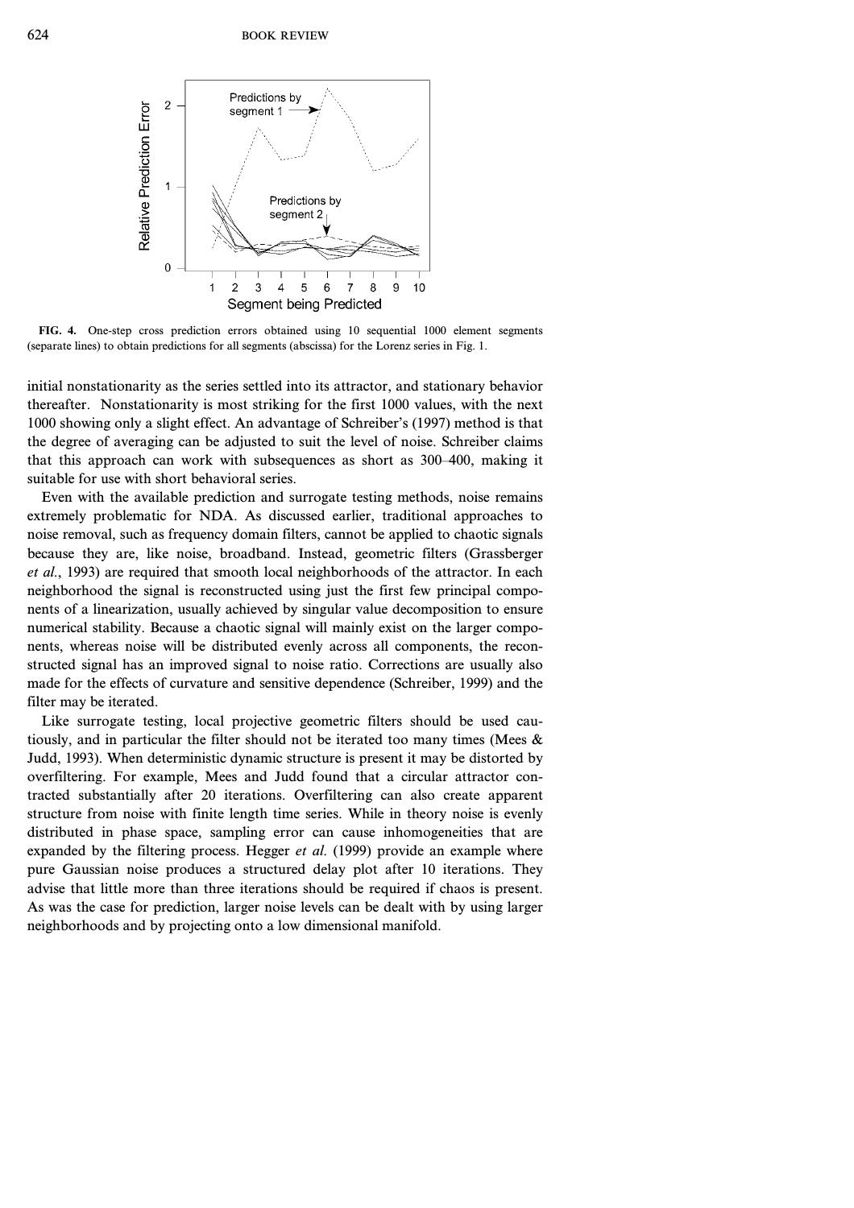**FIG. 4.** One-step cross prediction errors obtained using 10 sequential 1000 element segments (separate lines) to obtain predictions for all segments (abscissa) for the Lorenz series in Fig. 1.

initial nonstationarity as the series settled into its attractor, and stationary behavior thereafter. Nonstationarity is most striking for the first 1000 values, with the next 1000 showing only a slight effect. An advantage of Schreiber's (1997) method is that the degree of averaging can be adjusted to suit the level of noise. Schreiber claims that this approach can work with subsequences as short as 300–400, making it suitable for use with short behavioral series.

Even with the available prediction and surrogate testing methods, noise remains extremely problematic for NDA. As discussed earlier, traditional approaches to noise removal, such as frequency domain filters, cannot be applied to chaotic signals because they are, like noise, broadband. Instead, geometric filters (Grassberger *et al.*, 1993) are required that smooth local neighborhoods of the attractor. In each neighborhood the signal is reconstructed using just the first few principal components of a linearization, usually achieved by singular value decomposition to ensure numerical stability. Because a chaotic signal will mainly exist on the larger components, whereas noise will be distributed evenly across all components, the reconstructed signal has an improved signal to noise ratio. Corrections are usually also made for the effects of curvature and sensitive dependence (Schreiber, 1999) and the filter may be iterated.

Like surrogate testing, local projective geometric filters should be used cautiously, and in particular the filter should not be iterated too many times (Mees & Judd, 1993). When deterministic dynamic structure is present it may be distorted by overfiltering. For example, Mees and Judd found that a circular attractor contracted substantially after 20 iterations. Overfiltering can also create apparent structure from noise with finite length time series. While in theory noise is evenly distributed in phase space, sampling error can cause inhomogeneities that are expanded by the filtering process. Hegger *et al.* (1999) provide an example where pure Gaussian noise produces a structured delay plot after 10 iterations. They advise that little more than three iterations should be required if chaos is present. As was the case for prediction, larger noise levels can be dealt with by using larger neighborhoods and by projecting onto a low dimensional manifold.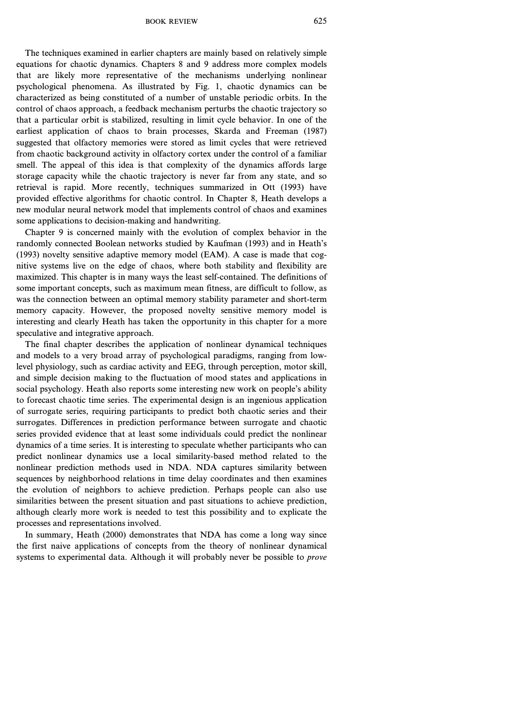The techniques examined in earlier chapters are mainly based on relatively simple equations for chaotic dynamics. Chapters 8 and 9 address more complex models that are likely more representative of the mechanisms underlying nonlinear psychological phenomena. As illustrated by Fig. 1, chaotic dynamics can be characterized as being constituted of a number of unstable periodic orbits. In the control of chaos approach, a feedback mechanism perturbs the chaotic trajectory so that a particular orbit is stabilized, resulting in limit cycle behavior. In one of the earliest application of chaos to brain processes, Skarda and Freeman (1987) suggested that olfactory memories were stored as limit cycles that were retrieved from chaotic background activity in olfactory cortex under the control of a familiar smell. The appeal of this idea is that complexity of the dynamics affords large storage capacity while the chaotic trajectory is never far from any state, and so retrieval is rapid. More recently, techniques summarized in Ott (1993) have provided effective algorithms for chaotic control. In Chapter 8, Heath develops a new modular neural network model that implements control of chaos and examines some applications to decision-making and handwriting.

Chapter 9 is concerned mainly with the evolution of complex behavior in the randomly connected Boolean networks studied by Kaufman (1993) and in Heath's (1993) novelty sensitive adaptive memory model (EAM). A case is made that cognitive systems live on the edge of chaos, where both stability and flexibility are maximized. This chapter is in many ways the least self-contained. The definitions of some important concepts, such as maximum mean fitness, are difficult to follow, as was the connection between an optimal memory stability parameter and short-term memory capacity. However, the proposed novelty sensitive memory model is interesting and clearly Heath has taken the opportunity in this chapter for a more speculative and integrative approach.

The final chapter describes the application of nonlinear dynamical techniques and models to a very broad array of psychological paradigms, ranging from low-level physiology, such as cardiac activity and EEG, through perception, motor skill, and simple decision making to the fluctuation of mood states and applications in social psychology. Heath also reports some interesting new work on people's ability to forecast chaotic time series. The experimental design is an ingenious application of surrogate series, requiring participants to predict both chaotic series and their surrogates. Differences in prediction performance between surrogate and chaotic series provided evidence that at least some individuals could predict the nonlinear dynamics of a time series. It is interesting to speculate whether participants who can predict nonlinear dynamics use a local similarity-based method related to the nonlinear prediction methods used in NDA. NDA captures similarity between sequences by neighborhood relations in time delay coordinates and then examines the evolution of neighbors to achieve prediction. Perhaps people can also use similarities between the present situation and past situations to achieve prediction, although clearly more work is needed to test this possibility and to explicate the processes and representations involved.

In summary, Heath (2000) demonstrates that NDA has come a long way since the first naive applications of concepts from the theory of nonlinear dynamical systems to experimental data. Although it will probably never be possible to *prove*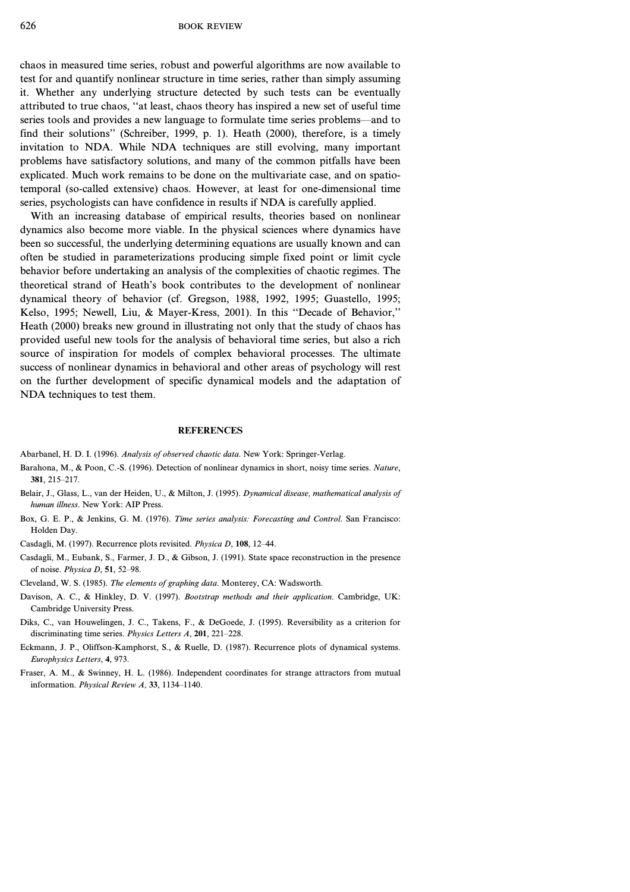chaos in measured time series, robust and powerful algorithms are now available to test for and quantify nonlinear structure in time series, rather than simply assuming it. Whether any underlying structure detected by such tests can be eventually attributed to true chaos, "at least, chaos theory has inspired a new set of useful time series tools and provides a new language to formulate time series problems—and to find their solutions" (Schreiber, 1999, p. 1). Heath (2000), therefore, is a timely invitation to NDA. While NDA techniques are still evolving, many important problems have satisfactory solutions, and many of the common pitfalls have been explicated. Much work remains to be done on the multivariate case, and on spatio-temporal (so-called extensive) chaos. However, at least for one-dimensional time series, psychologists can have confidence in results if NDA is carefully applied.

With an increasing database of empirical results, theories based on nonlinear dynamics also become more viable. In the physical sciences where dynamics have been so successful, the underlying determining equations are usually known and can often be studied in parameterizations producing simple fixed point or limit cycle behavior before undertaking an analysis of the complexities of chaotic regimes. The theoretical strand of Heath's book contributes to the development of nonlinear dynamical theory of behavior (cf. Gregson, 1988, 1992, 1995; Guastello, 1995; Kelso, 1995; Newell, Liu, & Mayer-Kress, 2001). In this "Decade of Behavior," Heath (2000) breaks new ground in illustrating not only that the study of chaos has provided useful new tools for the analysis of behavioral time series, but also a rich source of inspiration for models of complex behavioral processes. The ultimate success of nonlinear dynamics in behavioral and other areas of psychology will rest on the further development of specific dynamical models and the adaptation of NDA techniques to test them.

## REFERENCES

Abarbanel, H. D. I. (1996). *Analysis of observed chaotic data*. New York: Springer-Verlag.

Barahona, M., & Poon, C.-S. (1996). Detection of nonlinear dynamics in short, noisy time series. *Nature*, **381**, 215–217.

Belair, J., Glass, L., van der Heiden, U., & Milton, J. (1995). *Dynamical disease, mathematical analysis of human illness*. New York: AIP Press.

Box, G. E. P., & Jenkins, G. M. (1976). *Time series analysis: Forecasting and Control*. San Francisco: Holden Day.

Casdagli, M. (1997). Recurrence plots revisited. *Physica D*, **108**, 12–44.

Casdagli, M., Eubank, S., Farmer, J. D., & Gibson, J. (1991). State space reconstruction in the presence of noise. *Physica D*, **51**, 52–98.

Cleveland, W. S. (1985). *The elements of graphing data*. Monterey, CA: Wadsworth.

Davison, A. C., & Hinkley, D. V. (1997). *Bootstrap methods and their application*. Cambridge, UK: Cambridge University Press.

Diks, C., van Houwelingen, J. C., Takens, F., & DeGoede, J. (1995). Reversibility as a criterion for discriminating time series. *Physics Letters A*, **201**, 221–228.

Eckmann, J. P., Oliffson-Kamphorst, S., & Ruelle, D. (1987). Recurrence plots of dynamical systems. *Europhysics Letters*, **4**, 973.

Fraser, A. M., & Swinney, H. L. (1986). Independent coordinates for strange attractors from mutual information. *Physical Review A*, **33**, 1134–1140.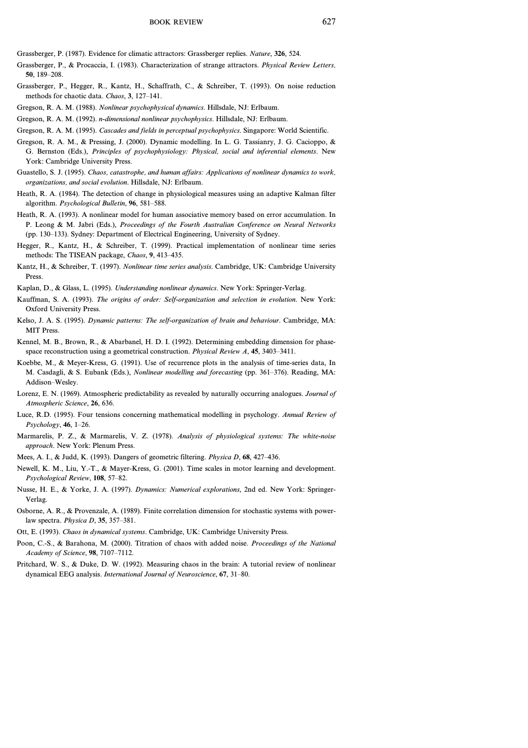Grassberger, P. (1987). Evidence for climatic attractors: Grassberger replies. *Nature*, **326**, 524.

Grassberger, P., & Procaccia, I. (1983). Characterization of strange attractors. *Physical Review Letters,* **50**, 189–208.

Grassberger, P., Hegger, R., Kantz, H., Schaffrath, C., & Schreiber, T. (1993). On noise reduction methods for chaotic data. *Chaos*, **3**, 127–141.

Gregson, R. A. M. (1988). *Nonlinear psychophysical dynamics*. Hillsdale, NJ: Erlbaum.

Gregson, R. A. M. (1992). *n-dimensional nonlinear psychophysics*. Hillsdale, NJ: Erlbaum.

Gregson, R. A. M. (1995). *Cascades and fields in perceptual psychophysics*. Singapore: World Scientific.

Gregson, R. A. M., & Pressing, J. (2000). Dynamic modelling. In L. G. Tassianry, J. G. Cacioppo, & G. Bernston (Eds.), *Principles of psychophysiology: Physical, social and inferential elements*. New York: Cambridge University Press.

Guastello, S. J. (1995). *Chaos, catastrophe, and human affairs: Applications of nonlinear dynamics to work, organizations, and social evolution*. Hillsdale, NJ: Erlbaum.

Heath, R. A. (1984). The detection of change in physiological measures using an adaptive Kalman filter algorithm. *Psychological Bulletin*, **96**, 581–588.

Heath, R. A. (1993). A nonlinear model for human associative memory based on error accumulation. In P. Leong & M. Jabri (Eds.), *Proceedings of the Fourth Australian Conference on Neural Networks* (pp. 130–133). Sydney: Department of Electrical Engineering, University of Sydney.

Hegger, R., Kantz, H., & Schreiber, T. (1999). Practical implementation of nonlinear time series methods: The TISEAN package, *Chaos*, **9**, 413–435.

Kantz, H., & Schreiber, T. (1997). *Nonlinear time series analysis*. Cambridge, UK: Cambridge University Press.

Kaplan, D., & Glass, L. (1995). *Understanding nonlinear dynamics*. New York: Springer-Verlag.

Kauffman, S. A. (1993). *The origins of order: Self-organization and selection in evolution*. New York: Oxford University Press.

Kelso, J. A. S. (1995). *Dynamic patterns: The self-organization of brain and behaviour*. Cambridge, MA: MIT Press.

Kennel, M. B., Brown, R., & Abarbanel, H. D. I. (1992). Determining embedding dimension for phase-space reconstruction using a geometrical construction. *Physical Review A*, **45**, 3403–3411.

Koebbe, M., & Meyer-Kress, G. (1991). Use of recurrence plots in the analysis of time-series data, In M. Casdagli, & S. Eubank (Eds.), *Nonlinear modelling and forecasting* (pp. 361–376). Reading, MA: Addison–Wesley.

Lorenz, E. N. (1969). Atmospheric predictability as revealed by naturally occurring analogues. *Journal of Atmospheric Science*, **26**, 636.

Luce, R.D. (1995). Four tensions concerning mathematical modelling in psychology. *Annual Review of Psychology*, **46**, 1–26.

Marmarelis, P. Z., & Marmarelis, V. Z. (1978). *Analysis of physiological systems: The white-noise approach*. New York: Plenum Press.

Mees, A. I., & Judd, K. (1993). Dangers of geometric filtering. *Physica D*, **68**, 427–436.

Newell, K. M., Liu, Y.-T., & Mayer-Kress, G. (2001). Time scales in motor learning and development. *Psychological Review*, **108**, 57–82.

Nusse, H. E., & Yorke, J. A. (1997). *Dynamics: Numerical explorations*, 2nd ed. New York: Springer-Verlag.

Osborne, A. R., & Provenzale, A. (1989). Finite correlation dimension for stochastic systems with power-law spectra. *Physica D*, **35**, 357–381.

Ott, E. (1993). *Chaos in dynamical systems*. Cambridge, UK: Cambridge University Press.

Poon, C.-S., & Barahona, M. (2000). Titration of chaos with added noise. *Proceedings of the National Academy of Science*, **98**, 7107–7112.

Pritchard, W. S., & Duke, D. W. (1992). Measuring chaos in the brain: A tutorial review of nonlinear dynamical EEG analysis. *International Journal of Neuroscience*, **67**, 31–80.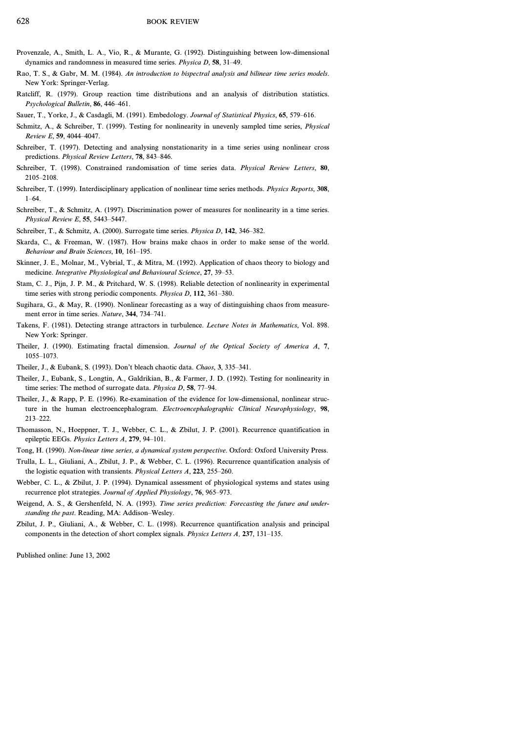Provenzale, A., Smith, L. A., Vio, R., & Murante, G. (1992). Distinguishing between low-dimensional dynamics and randomness in measured time series. *Physica D*, **58**, 31–49.

Rao, T. S., & Gabr, M. M. (1984). *An introduction to bispectral analysis and bilinear time series models*. New York: Springer-Verlag.

Ratcliff, R. (1979). Group reaction time distributions and an analysis of distribution statistics. *Psychological Bulletin*, **86**, 446–461.

Sauer, T., Yorke, J., & Casdagli, M. (1991). Embedology. *Journal of Statistical Physics*, **65**, 579–616.

Schmitz, A., & Schreiber, T. (1999). Testing for nonlinearity in unevenly sampled time series, *Physical Review E*, **59**, 4044–4047.

Schreiber, T. (1997). Detecting and analysing nonstationarity in a time series using nonlinear cross predictions. *Physical Review Letters*, **78**, 843–846.

Schreiber, T. (1998). Constrained randomisation of time series data. *Physical Review Letters*, **80**, 2105–2108.

Schreiber, T. (1999). Interdisciplinary application of nonlinear time series methods. *Physics Reports*, **308**, 1–64.

Schreiber, T., & Schmitz, A. (1997). Discrimination power of measures for nonlinearity in a time series. *Physical Review E*, **55**, 5443–5447.

Schreiber, T., & Schmitz, A. (2000). Surrogate time series. *Physica D*, **142**, 346–382.

Skarda, C., & Freeman, W. (1987). How brains make chaos in order to make sense of the world. *Behaviour and Brain Sciences*, **10**, 161–195.

Skinner, J. E., Molnar, M., Vybrial, T., & Mitra, M. (1992). Application of chaos theory to biology and medicine. *Integrative Physiological and Behavioural Science*, **27**, 39–53.

Stam, C. J., Pijn, J. P. M., & Pritchard, W. S. (1998). Reliable detection of nonlinearity in experimental time series with strong periodic components. *Physica D*, **112**, 361–380.

Sugihara, G., & May, R. (1990). Nonlinear forecasting as a way of distinguishing chaos from measurement error in time series. *Nature*, **344**, 734–741.

Takens, F. (1981). Detecting strange attractors in turbulence. *Lecture Notes in Mathematics*, Vol. 898. New York: Springer.

Theiler, J. (1990). Estimating fractal dimension. *Journal of the Optical Society of America A*, **7**, 1055–1073.

Theiler, J., & Eubank, S. (1993). Don't bleach chaotic data. *Chaos*, **3**, 335–341.

Theiler, J., Eubank, S., Longtin, A., Galdrikian, B., & Farmer, J. D. (1992). Testing for nonlinearity in time series: The method of surrogate data. *Physica D*, **58**, 77–94.

Theiler, J., & Rapp, P. E. (1996). Re-examination of the evidence for low-dimensional, nonlinear structure in the human electroencephalogram. *Electroencephalographic Clinical Neurophysiology*, **98**, 213–222.

Thomasson, N., Hoeppner, T. J., Webber, C. L., & Zbilut, J. P. (2001). Recurrence quantification in epileptic EEGs. *Physics Letters A*, **279**, 94–101.

Tong, H. (1990). *Non-linear time series, a dynamical system perspective*. Oxford: Oxford University Press.

Trulla, L. L., Giuliani, A., Zbilut, J. P., & Webber, C. L. (1996). Recurrence quantification analysis of the logistic equation with transients. *Physical Letters A*, **223**, 255–260.

Webber, C. L., & Zbilut, J. P. (1994). Dynamical assessment of physiological systems and states using recurrence plot strategies. *Journal of Applied Physiology*, **76**, 965–973.

Weigend, A. S., & Gershenfeld, N. A. (1993). *Time series prediction: Forecasting the future and understanding the past*. Reading, MA: Addison–Wesley.

Zbilut, J. P., Giuliani, A., & Webber, C. L. (1998). Recurrence quantification analysis and principal components in the detection of short complex signals. *Physics Letters A,* **237**, 131–135.

Published online: June 13, 2002